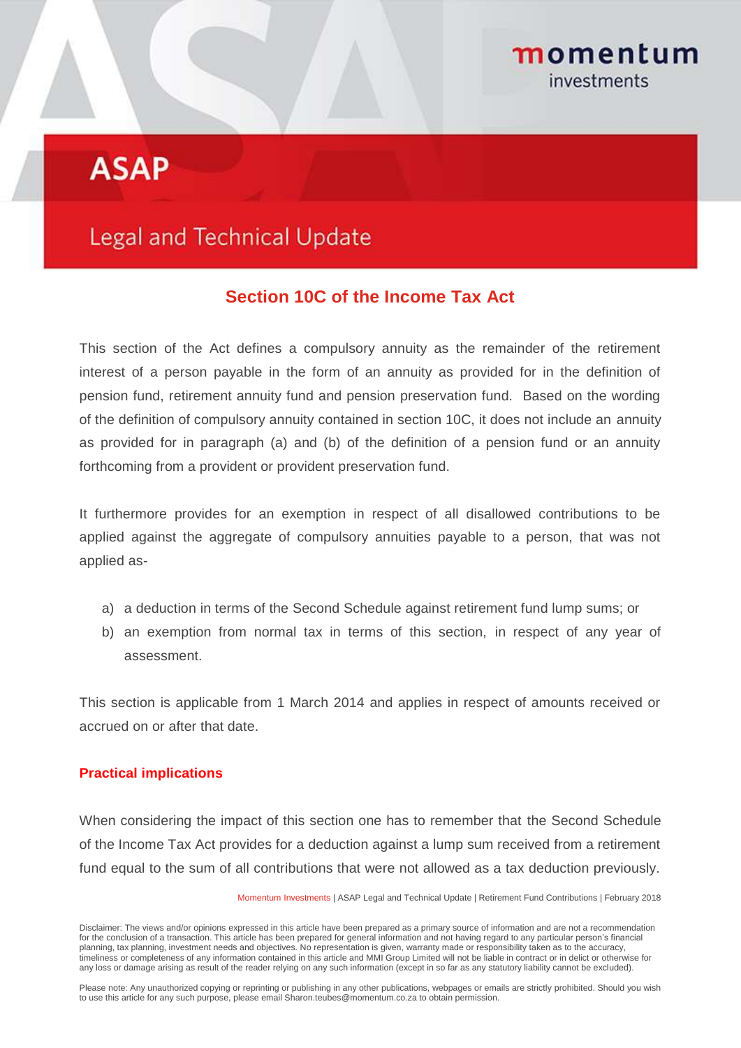# ASAP

## Legal and Technical Update

### Section 10C of the Income Tax Act

This section of the Act defines a compulsory annuity as the remainder of the retirement interest of a person payable in the form of an annuity as provided for in the definition of pension fund, retirement annuity fund and pension preservation fund. Based on the wording of the definition of compulsory annuity contained in section 10C, it does not include an annuity as provided for in paragraph (a) and (b) of the definition of a pension fund or an annuity forthcoming from a provident or provident preservation fund.

It furthermore provides for an exemption in respect of all disallowed contributions to be applied against the aggregate of compulsory annuities payable to a person, that was not applied as-

a) a deduction in terms of the Second Schedule against retirement fund lump sums; or
b) an exemption from normal tax in terms of this section, in respect of any year of assessment.

This section is applicable from 1 March 2014 and applies in respect of amounts received or accrued on or after that date.

#### Practical implications

When considering the impact of this section one has to remember that the Second Schedule of the Income Tax Act provides for a deduction against a lump sum received from a retirement fund equal to the sum of all contributions that were not allowed as a tax deduction previously.

Disclaimer: The views and/or opinions expressed in this article have been prepared as a primary source of information and are not a recommendation for the conclusion of a transaction. This article has been prepared for general information and not having regard to any particular person's financial planning, tax planning, investment needs and objectives. No representation is given, warranty made or responsibility taken as to the accuracy, timeliness or completeness of any information contained in this article and MMI Group Limited will not be liable in contract or in delict or otherwise for any loss or damage arising as result of the reader relying on any such information (except in so far as any statutory liability cannot be excluded).

Please note: Any unauthorized copying or reprinting or publishing in any other publications, webpages or emails are strictly prohibited. Should you wish to use this article for any such purpose, please email Sharon.teubes@momentum.co.za to obtain permission.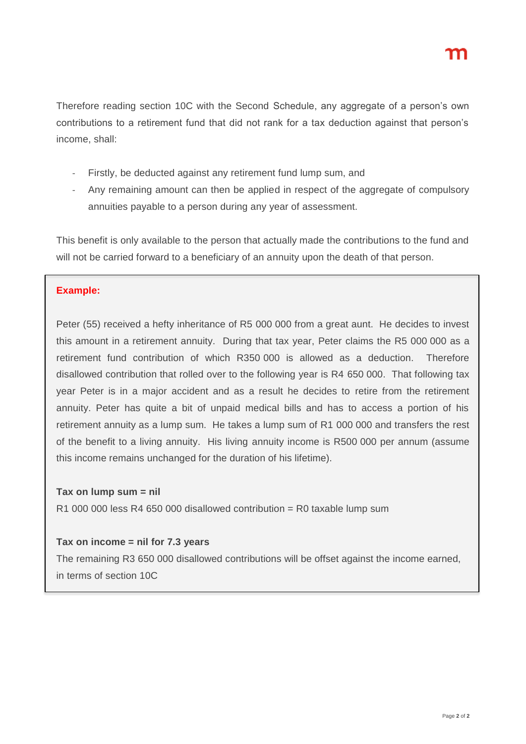Therefore reading section 10C with the Second Schedule, any aggregate of a person's own contributions to a retirement fund that did not rank for a tax deduction against that person's income, shall:

- Firstly, be deducted against any retirement fund lump sum, and
- Any remaining amount can then be applied in respect of the aggregate of compulsory annuities payable to a person during any year of assessment.

This benefit is only available to the person that actually made the contributions to the fund and will not be carried forward to a beneficiary of an annuity upon the death of that person.

**Example:**

Peter (55) received a hefty inheritance of R5 000 000 from a great aunt. He decides to invest this amount in a retirement annuity. During that tax year, Peter claims the R5 000 000 as a retirement fund contribution of which R350 000 is allowed as a deduction. Therefore disallowed contribution that rolled over to the following year is R4 650 000. That following tax year Peter is in a major accident and as a result he decides to retire from the retirement annuity. Peter has quite a bit of unpaid medical bills and has to access a portion of his retirement annuity as a lump sum. He takes a lump sum of R1 000 000 and transfers the rest of the benefit to a living annuity. His living annuity income is R500 000 per annum (assume this income remains unchanged for the duration of his lifetime).

**Tax on lump sum = nil**

R1 000 000 less R4 650 000 disallowed contribution = R0 taxable lump sum

**Tax on income = nil for 7.3 years**

The remaining R3 650 000 disallowed contributions will be offset against the income earned, in terms of section 10C